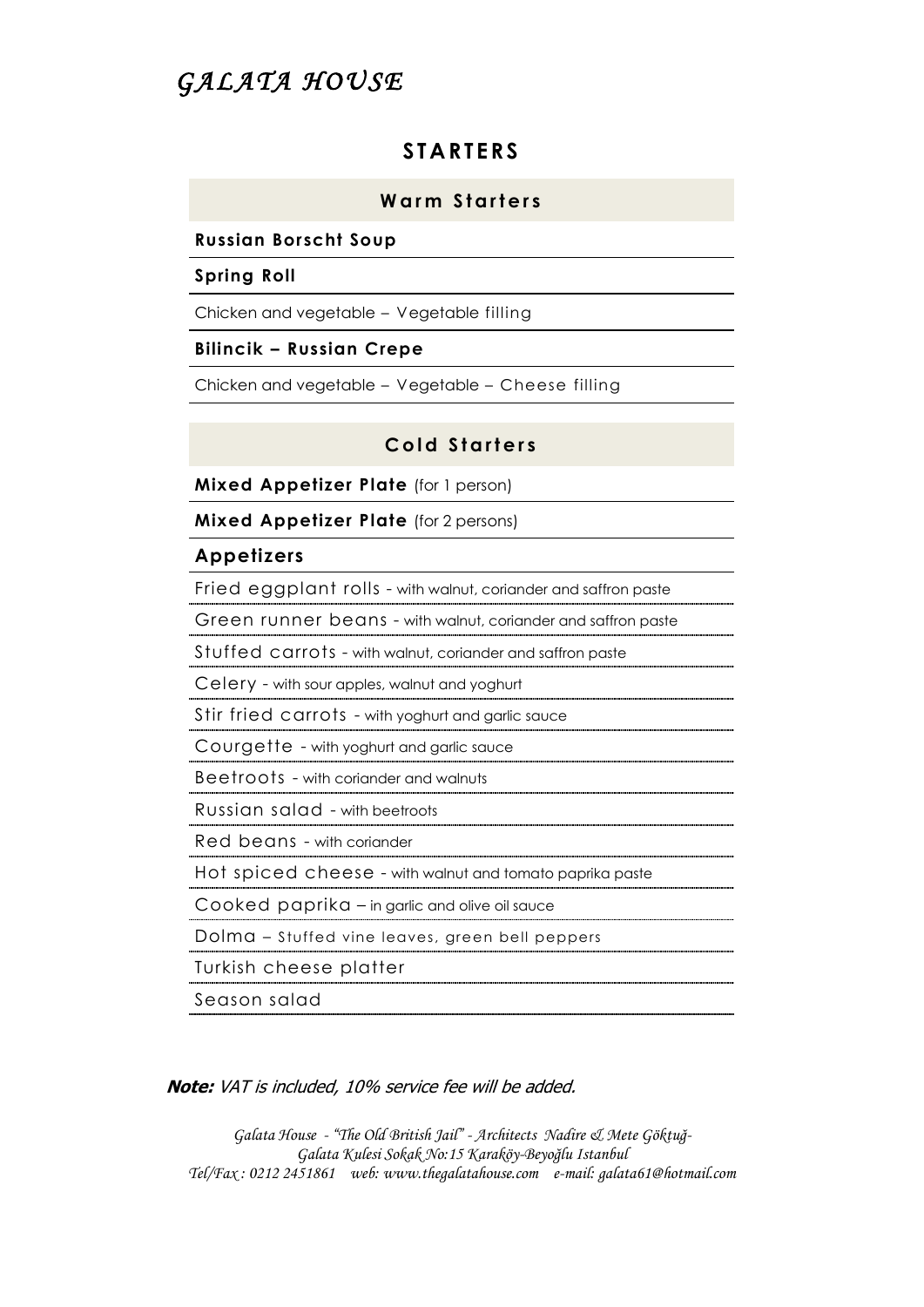# *GALATA HOUSE*

## STARTERS

### Warm Starters

**Russian Borscht Soup**

**Spring Roll**

Chicken and vegetable – Vegetable filling

**Bilincik – Russian Crepe**

Chicken and vegetable – Vegetable – Cheese filling

### Cold Starters

**Mixed Appetizer Plate** (for 1 person)

**Mixed Appetizer Plate** (for 2 persons)

**Appetizers**

Fried eggplant rolls - with walnut, coriander and saffron paste

Green runner beans - with walnut, coriander and saffron paste

Stuffed carrots - with walnut, coriander and saffron paste

Celery - with sour apples, walnut and yoghurt

Stir fried carrots - with yoghurt and garlic sauce

Courgette - with yoghurt and garlic sauce

Beetroots - with coriander and walnuts

Russian salad - with beetroots

Red beans - with coriander

Hot spiced cheese - with walnut and tomato paprika paste

Cooked paprika – in garlic and olive oil sauce

Dolma – Stuffed vine leaves, green bell peppers

Turkish cheese platter

Season salad

***Note:*** *VAT is included, 10% service fee will be added.*

*Galata House - "The Old British Jail" - Architects Nadire & Mete Göktuğ-*
*Galata Kulesi Sokak No:15 Karaköy-Beyoğlu Istanbul*
*Tel/Fax : 0212 2451861 web: www.thegalatahouse.com e-mail: galata61@hotmail.com*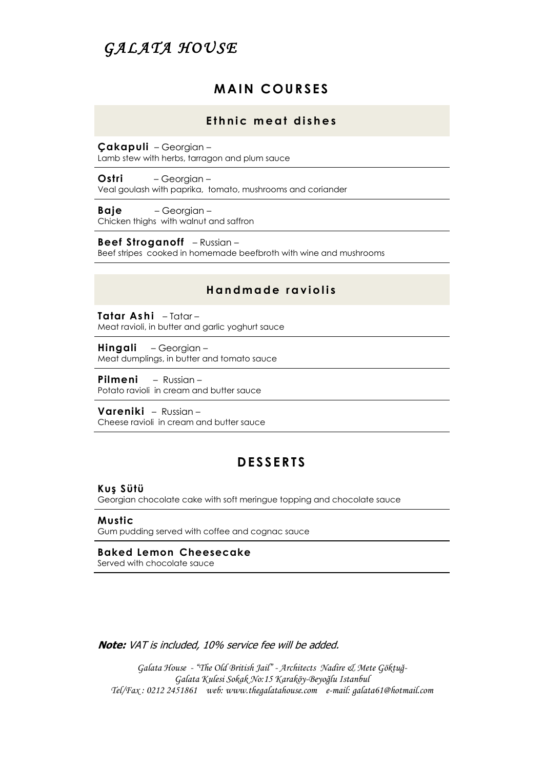# *GALATA HOUSE*

## MAIN COURSES

### Ethnic meat dishes

**Çakapuli** – Georgian –
Lamb stew with herbs, tarragon and plum sauce

**Ostri** – Georgian –
Veal goulash with paprika, tomato, mushrooms and coriander

**Baje** – Georgian –
Chicken thighs with walnut and saffron

**Beef Stroganoff** – Russian –
Beef stripes cooked in homemade beefbroth with wine and mushrooms

### Handmade raviolis

**Tatar Ashi** – Tatar –
Meat ravioli, in butter and garlic yoghurt sauce

**Hingali** – Georgian –
Meat dumplings, in butter and tomato sauce

**Pilmeni** – Russian –
Potato ravioli in cream and butter sauce

**Vareniki** – Russian –
Cheese ravioli in cream and butter sauce

## DESSERTS

**Kuş Sütü**
Georgian chocolate cake with soft meringue topping and chocolate sauce

**Mustic**
Gum pudding served with coffee and cognac sauce

**Baked Lemon Cheesecake**
Served with chocolate sauce

***Note:*** *VAT is included, 10% service fee will be added.*

*Galata House - "The Old British Jail" - Architects Nadire & Mete Göktuğ-*
*Galata Kulesi Sokak No:15 Karaköy-Beyoğlu Istanbul*
*Tel/Fax : 0212 2451861 web: www.thegalatahouse.com e-mail: galata61@hotmail.com*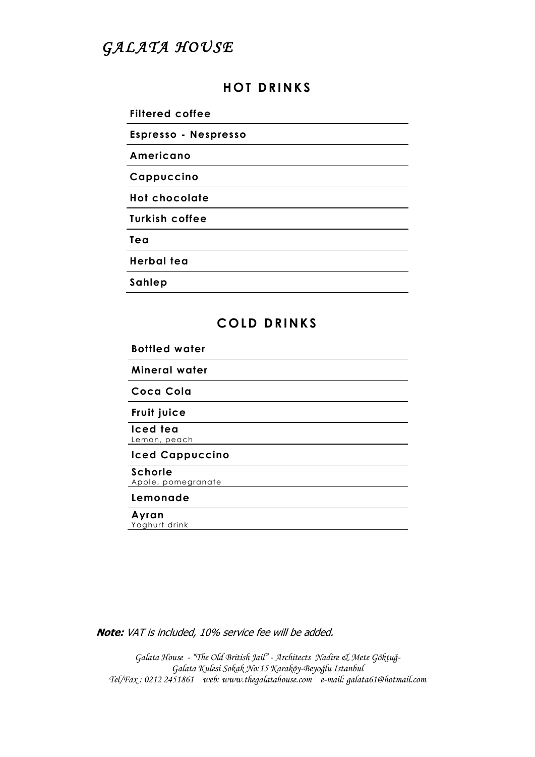# *GALATA HOUSE*

## HOT DRINKS

**Filtered coffee**

**Espresso - Nespresso**

**Americano**

**Cappuccino**

**Hot chocolate**

**Turkish coffee**

**Tea**

**Herbal tea**

**Sahlep**

## COLD DRINKS

**Bottled water**

**Mineral water**

**Coca Cola**

**Fruit juice**

**Iced tea**
Lemon, peach

**Iced Cappuccino**

**Schorle**
Apple, pomegranate

**Lemonade**

**Ayran**
Yoghurt drink

***Note:*** *VAT is included, 10% service fee will be added.*

*Galata House - "The Old British Jail" - Architects Nadire & Mete Göktuğ-*
*Galata Kulesi Sokak No:15 Karaköy-Beyoğlu Istanbul*
*Tel/Fax : 0212 2451861 web: www.thegalatahouse.com e-mail: galata61@hotmail.com*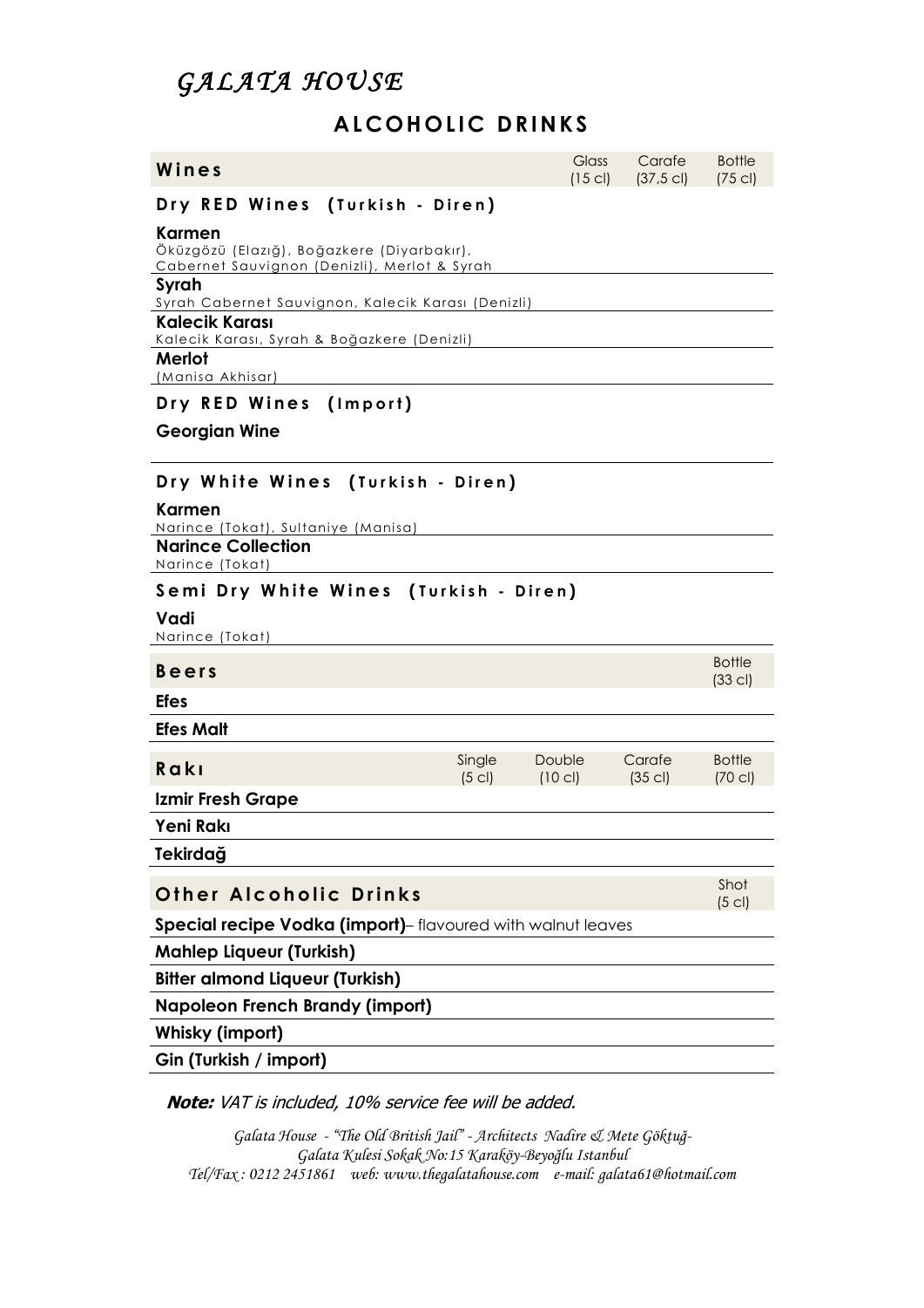# *GALATA HOUSE*

## ALCOHOLIC DRINKS

| **Wines** | Glass (15 cl) | Carafe (37,5 cl) | Bottle (75 cl) |
|---|---|---|---|
| **Dry RED Wines (Turkish - Diren)** | | | |
| **Karmen**<br>Öküzgözü (Elazığ), Boğazkere (Diyarbakır), Cabernet Sauvignon (Denizli), Merlot & Syrah | | | |
| **Syrah**<br>Syrah Cabernet Sauvignon, Kalecik Karası (Denizli) | | | |
| **Kalecik Karası**<br>Kalecik Karası, Syrah & Boğazkere (Denizli) | | | |
| **Merlot**<br>(Manisa Akhisar) | | | |
| **Dry RED Wines (Import)** | | | |
| **Georgian Wine** | | | |
| **Dry White Wines (Turkish - Diren)** | | | |
| **Karmen**<br>Narince (Tokat), Sultaniye (Manisa) | | | |
| **Narince Collection**<br>Narince (Tokat) | | | |
| **Semi Dry White Wines (Turkish - Diren)** | | | |
| **Vadi**<br>Narince (Tokat) | | | |

| **Beers** | Bottle (33 cl) |
|---|---|
| **Efes** | |
| **Efes Malt** | |

| **Rakı** | Single (5 cl) | Double (10 cl) | Carafe (35 cl) | Bottle (70 cl) |
|---|---|---|---|---|
| **Izmir Fresh Grape** | | | | |
| **Yeni Rakı** | | | | |
| **Tekirdağ** | | | | |

| **Other Alcoholic Drinks** | Shot (5 cl) |
|---|---|
| **Special recipe Vodka (import)**– flavoured with walnut leaves | |
| **Mahlep Liqueur (Turkish)** | |
| **Bitter almond Liqueur (Turkish)** | |
| **Napoleon French Brandy (import)** | |
| **Whisky (import)** | |
| **Gin (Turkish / import)** | |

***Note:*** *VAT is included, 10% service fee will be added.*

*Galata House - "The Old British Jail" - Architects Nadire & Mete Göktuğ-*
*Galata Kulesi Sokak No:15 Karaköy-Beyoğlu Istanbul*
*Tel/Fax : 0212 2451861 web: www.thegalatahouse.com e-mail: galata61@hotmail.com*